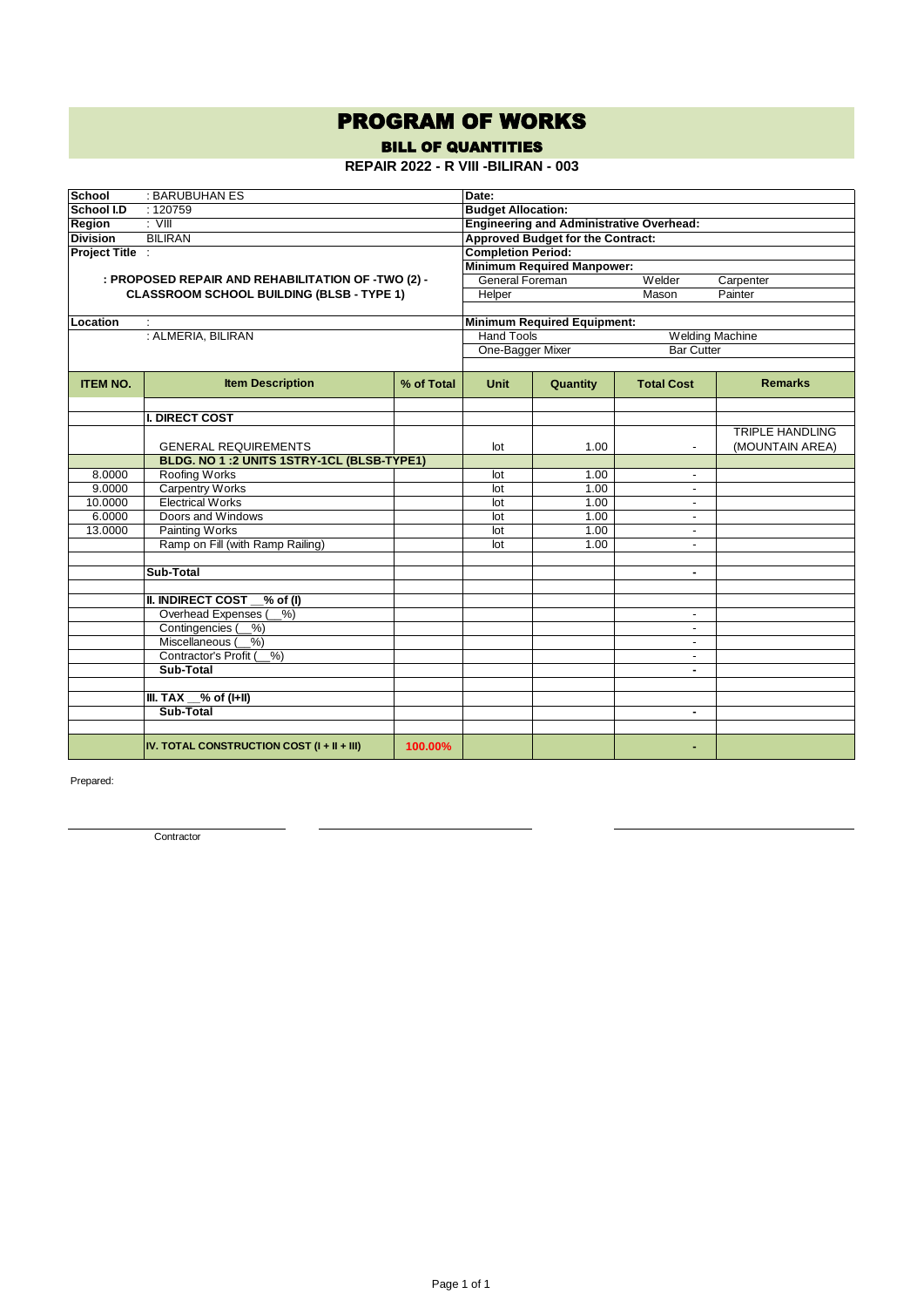# PROGRAM OF WORKS

## BILL OF QUANTITIES

### REPAIR 2022 - R VIII -BILIRAN - 003

| | | |
|---|---|---|
| **School** | : BARUBUHAN ES | **Date:** |
| **School I.D** | : 120759 | **Budget Allocation:** |
| **Region** | : VIII | **Engineering and Administrative Overhead:** |
| **Division** | BILIRAN | **Approved Budget for the Contract:** |
| **Project Title** | : | **Completion Period:** |
| | | **Minimum Required Manpower:** |
| | **: PROPOSED REPAIR AND REHABILITATION OF -TWO (2) - CLASSROOM SCHOOL BUILDING (BLSB - TYPE 1)** | General Foreman / Welder / Carpenter |
| | | Helper / Mason / Painter |
| **Location** | : | **Minimum Required Equipment:** |
| | : ALMERIA, BILIRAN | Hand Tools / Welding Machine |
| | | One-Bagger Mixer / Bar Cutter |

| ITEM NO. | Item Description | % of Total | Unit | Quantity | Total Cost | Remarks |
|---|---|---|---|---|---|---|
| | | | | | | |
| | **I. DIRECT COST** | | | | | |
| | GENERAL REQUIREMENTS | | lot | 1.00 | - | TRIPLE HANDLING (MOUNTAIN AREA) |
| | **BLDG. NO 1 :2 UNITS 1STRY-1CL (BLSB-TYPE1)** | | | | | |
| 8.0000 | Roofing Works | | lot | 1.00 | - | |
| 9.0000 | Carpentry Works | | lot | 1.00 | - | |
| 10.0000 | Electrical Works | | lot | 1.00 | - | |
| 6.0000 | Doors and Windows | | lot | 1.00 | - | |
| 13.0000 | Painting Works | | lot | 1.00 | - | |
| | Ramp on Fill (with Ramp Railing) | | lot | 1.00 | - | |
| | | | | | | |
| | **Sub-Total** | | | | - | |
| | | | | | | |
| | **II. INDIRECT COST __% of (I)** | | | | | |
| | Overhead Expenses (__%) | | | | - | |
| | Contingencies (__%) | | | | - | |
| | Miscellaneous (__%) | | | | - | |
| | Contractor's Profit (__%) | | | | - | |
| | **Sub-Total** | | | | - | |
| | | | | | | |
| | **III. TAX __% of (I+II)** | | | | | |
| | **Sub-Total** | | | | - | |
| | | | | | | |
| | **IV. TOTAL CONSTRUCTION COST (I + II + III)** | 100.00% | | | - | |

Prepared:

Contractor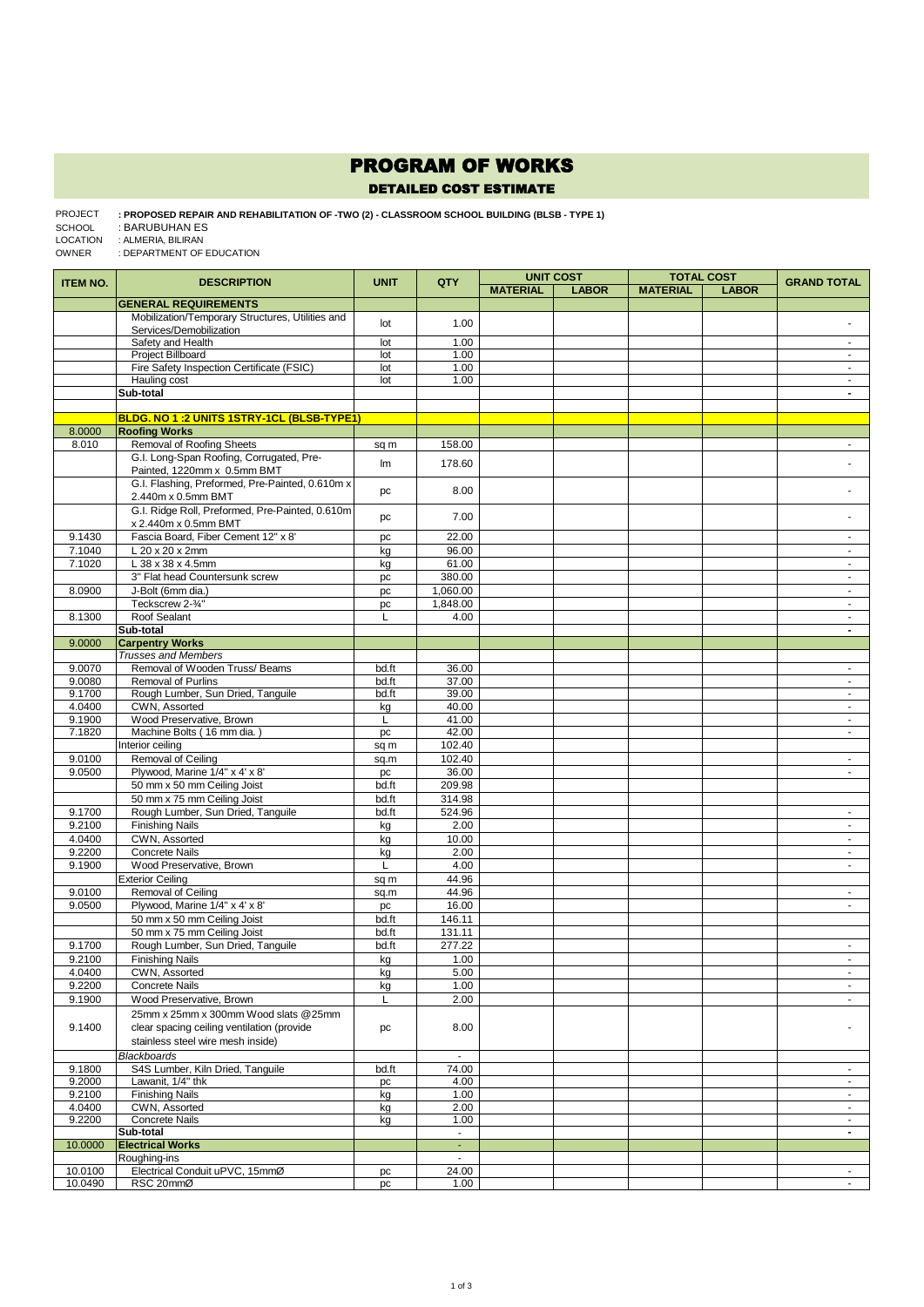# PROGRAM OF WORKS

## DETAILED COST ESTIMATE

PROJECT : PROPOSED REPAIR AND REHABILITATION OF -TWO (2) - CLASSROOM SCHOOL BUILDING (BLSB - TYPE 1)
SCHOOL : BARUBUHAN ES
LOCATION : ALMERIA, BILIRAN
OWNER : DEPARTMENT OF EDUCATION

| ITEM NO. | DESCRIPTION | UNIT | QTY | UNIT COST | | TOTAL COST | | GRAND TOTAL |
|---|---|---|---|---|---|---|---|---|
| | | | | MATERIAL | LABOR | MATERIAL | LABOR | |
| | **GENERAL REQUIREMENTS** | | | | | | | |
| | Mobilization/Temporary Structures, Utilities and Services/Demobilization | lot | 1.00 | | | | | - |
| | Safety and Health | lot | 1.00 | | | | | - |
| | Project Billboard | lot | 1.00 | | | | | - |
| | Fire Safety Inspection Certificate (FSIC) | lot | 1.00 | | | | | - |
| | Hauling cost | lot | 1.00 | | | | | - |
| | **Sub-total** | | | | | | | **-** |
| | | | | | | | | |
| | **BLDG. NO 1 :2 UNITS 1STRY-1CL (BLSB-TYPE1)** | | | | | | | |
| 8.0000 | **Roofing Works** | | | | | | | |
| 8.010 | Removal of Roofing Sheets | sq m | 158.00 | | | | | - |
| | G.I. Long-Span Roofing, Corrugated, Pre-Painted, 1220mm x 0.5mm BMT | lm | 178.60 | | | | | - |
| | G.I. Flashing, Preformed, Pre-Painted, 0.610m x 2.440m x 0.5mm BMT | pc | 8.00 | | | | | - |
| | G.I. Ridge Roll, Preformed, Pre-Painted, 0.610m x 2.440m x 0.5mm BMT | pc | 7.00 | | | | | - |
| 9.1430 | Fascia Board, Fiber Cement 12" x 8' | pc | 22.00 | | | | | - |
| 7.1040 | L 20 x 20 x 2mm | kg | 96.00 | | | | | - |
| 7.1020 | L 38 x 38 x 4.5mm | kg | 61.00 | | | | | - |
| | 3" Flat head Countersunk screw | pc | 380.00 | | | | | - |
| 8.0900 | J-Bolt (6mm dia.) | pc | 1,060.00 | | | | | - |
| | Teckscrew 2-¾" | pc | 1,848.00 | | | | | - |
| 8.1300 | Roof Sealant | L | 4.00 | | | | | - |
| | **Sub-total** | | | | | | | **-** |
| 9.0000 | **Carpentry Works** | | | | | | | |
| | *Trusses and Members* | | | | | | | |
| 9.0070 | Removal of Wooden Truss/ Beams | bd.ft | 36.00 | | | | | - |
| 9.0080 | Removal of Purlins | bd.ft | 37.00 | | | | | - |
| 9.1700 | Rough Lumber, Sun Dried, Tanguile | bd.ft | 39.00 | | | | | - |
| 4.0400 | CWN, Assorted | kg | 40.00 | | | | | - |
| 9.1900 | Wood Preservative, Brown | L | 41.00 | | | | | - |
| 7.1820 | Machine Bolts ( 16 mm dia. ) | pc | 42.00 | | | | | - |
| | Interior ceiling | sq m | 102.40 | | | | | |
| 9.0100 | Removal of Ceiling | sq.m | 102.40 | | | | | - |
| 9.0500 | Plywood, Marine 1/4" x 4' x 8' | pc | 36.00 | | | | | - |
| | 50 mm x 50 mm Ceiling Joist | bd.ft | 209.98 | | | | | |
| | 50 mm x 75 mm Ceiling Joist | bd.ft | 314.98 | | | | | |
| 9.1700 | Rough Lumber, Sun Dried, Tanguile | bd.ft | 524.96 | | | | | - |
| 9.2100 | Finishing Nails | kg | 2.00 | | | | | - |
| 4.0400 | CWN, Assorted | kg | 10.00 | | | | | - |
| 9.2200 | Concrete Nails | kg | 2.00 | | | | | - |
| 9.1900 | Wood Preservative, Brown | L | 4.00 | | | | | - |
| | Exterior Ceiling | sq m | 44.96 | | | | | |
| 9.0100 | Removal of Ceiling | sq.m | 44.96 | | | | | - |
| 9.0500 | Plywood, Marine 1/4" x 4' x 8' | pc | 16.00 | | | | | - |
| | 50 mm x 50 mm Ceiling Joist | bd.ft | 146.11 | | | | | |
| | 50 mm x 75 mm Ceiling Joist | bd.ft | 131.11 | | | | | |
| 9.1700 | Rough Lumber, Sun Dried, Tanguile | bd.ft | 277.22 | | | | | - |
| 9.2100 | Finishing Nails | kg | 1.00 | | | | | - |
| 4.0400 | CWN, Assorted | kg | 5.00 | | | | | - |
| 9.2200 | Concrete Nails | kg | 1.00 | | | | | - |
| 9.1900 | Wood Preservative, Brown | L | 2.00 | | | | | - |
| 9.1400 | 25mm x 25mm x 300mm Wood slats @25mm clear spacing ceiling ventilation (provide stainless steel wire mesh inside) | pc | 8.00 | | | | | - |
| | *Blackboards* | | - | | | | | |
| 9.1800 | S4S Lumber, Kiln Dried, Tanguile | bd.ft | 74.00 | | | | | - |
| 9.2000 | Lawanit, 1/4" thk | pc | 4.00 | | | | | - |
| 9.2100 | Finishing Nails | kg | 1.00 | | | | | - |
| 4.0400 | CWN, Assorted | kg | 2.00 | | | | | - |
| 9.2200 | Concrete Nails | kg | 1.00 | | | | | - |
| | **Sub-total** | | - | | | | | **-** |
| 10.0000 | **Electrical Works** | | - | | | | | |
| | Roughing-ins | | - | | | | | |
| 10.0100 | Electrical Conduit uPVC, 15mmØ | pc | 24.00 | | | | | - |
| 10.0490 | RSC 20mmØ | pc | 1.00 | | | | | - |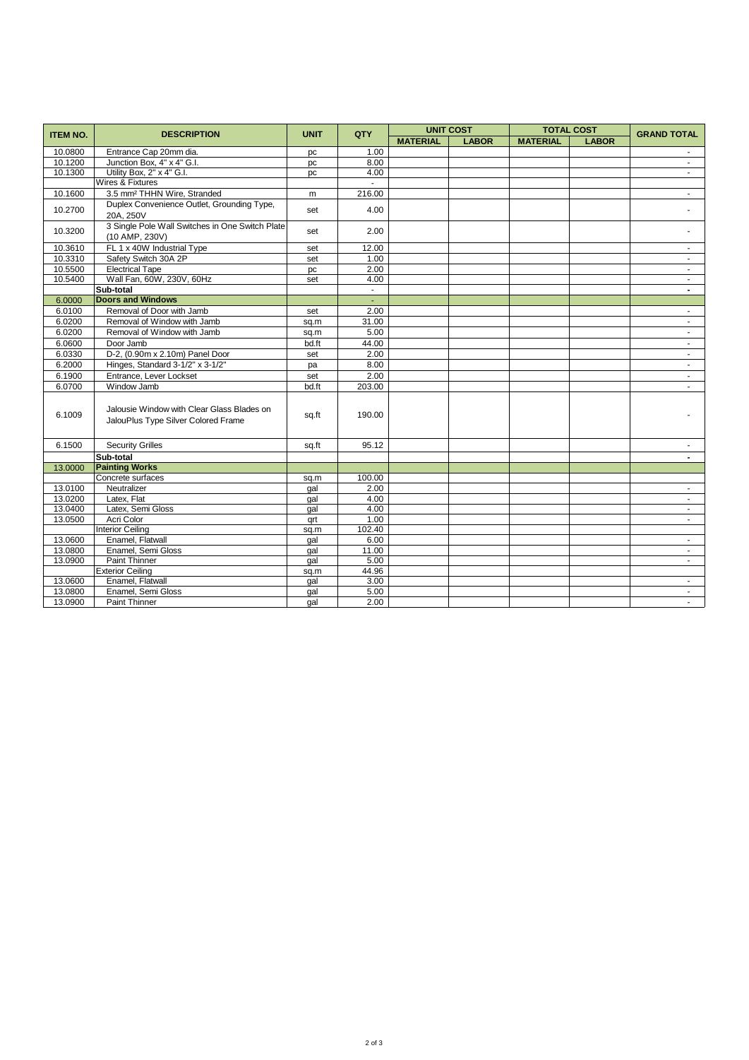| ITEM NO. | DESCRIPTION | UNIT | QTY | UNIT COST | | TOTAL COST | | GRAND TOTAL |
|---|---|---|---|---|---|---|---|---|
| | | | | MATERIAL | LABOR | MATERIAL | LABOR | |
| 10.0800 | Entrance Cap 20mm dia. | pc | 1.00 | | | | | - |
| 10.1200 | Junction Box, 4" x 4" G.I. | pc | 8.00 | | | | | - |
| 10.1300 | Utility Box, 2" x 4" G.I. | pc | 4.00 | | | | | - |
| | Wires & Fixtures | | - | | | | | |
| 10.1600 | 3.5 mm² THHN Wire, Stranded | m | 216.00 | | | | | - |
| 10.2700 | Duplex Convenience Outlet, Grounding Type, 20A, 250V | set | 4.00 | | | | | - |
| 10.3200 | 3 Single Pole Wall Switches in One Switch Plate (10 AMP, 230V) | set | 2.00 | | | | | - |
| 10.3610 | FL 1 x 40W Industrial Type | set | 12.00 | | | | | - |
| 10.3310 | Safety Switch 30A 2P | set | 1.00 | | | | | - |
| 10.5500 | Electrical Tape | pc | 2.00 | | | | | - |
| 10.5400 | Wall Fan, 60W, 230V, 60Hz | set | 4.00 | | | | | - |
| | **Sub-total** | | - | | | | | **-** |
| 6.0000 | **Doors and Windows** | | - | | | | | |
| 6.0100 | Removal of Door with Jamb | set | 2.00 | | | | | - |
| 6.0200 | Removal of Window with Jamb | sq.m | 31.00 | | | | | - |
| 6.0200 | Removal of Window with Jamb | sq.m | 5.00 | | | | | - |
| 6.0600 | Door Jamb | bd.ft | 44.00 | | | | | - |
| 6.0330 | D-2, (0.90m x 2.10m) Panel Door | set | 2.00 | | | | | - |
| 6.2000 | Hinges, Standard 3-1/2" x 3-1/2" | pa | 8.00 | | | | | - |
| 6.1900 | Entrance, Lever Lockset | set | 2.00 | | | | | - |
| 6.0700 | Window Jamb | bd.ft | 203.00 | | | | | - |
| 6.1009 | Jalousie Window with Clear Glass Blades on JalouPlus Type Silver Colored Frame | sq.ft | 190.00 | | | | | - |
| 6.1500 | Security Grilles | sq.ft | 95.12 | | | | | - |
| | **Sub-total** | | | | | | | **-** |
| 13.0000 | **Painting Works** | | | | | | | |
| | Concrete surfaces | sq.m | 100.00 | | | | | |
| 13.0100 | Neutralizer | gal | 2.00 | | | | | - |
| 13.0200 | Latex, Flat | gal | 4.00 | | | | | - |
| 13.0400 | Latex, Semi Gloss | gal | 4.00 | | | | | - |
| 13.0500 | Acri Color | qrt | 1.00 | | | | | - |
| | Interior Ceiling | sq.m | 102.40 | | | | | |
| 13.0600 | Enamel, Flatwall | gal | 6.00 | | | | | - |
| 13.0800 | Enamel, Semi Gloss | gal | 11.00 | | | | | - |
| 13.0900 | Paint Thinner | gal | 5.00 | | | | | - |
| | Exterior Ceiling | sq.m | 44.96 | | | | | |
| 13.0600 | Enamel, Flatwall | gal | 3.00 | | | | | - |
| 13.0800 | Enamel, Semi Gloss | gal | 5.00 | | | | | - |
| 13.0900 | Paint Thinner | gal | 2.00 | | | | | - |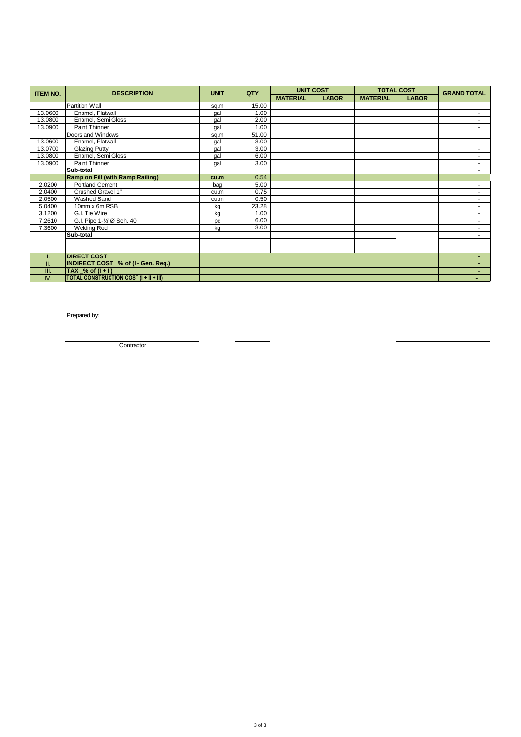| ITEM NO. | DESCRIPTION | UNIT | QTY | UNIT COST | | TOTAL COST | | GRAND TOTAL |
|---|---|---|---|---|---|---|---|---|
| | | | | MATERIAL | LABOR | MATERIAL | LABOR | |
| | Partition Wall | sq.m | 15.00 | | | | | |
| 13.0600 | Enamel, Flatwall | gal | 1.00 | | | | | - |
| 13.0800 | Enamel, Semi Gloss | gal | 2.00 | | | | | - |
| 13.0900 | Paint Thinner | gal | 1.00 | | | | | - |
| | Doors and Windows | sq.m | 51.00 | | | | | |
| 13.0600 | Enamel, Flatwall | gal | 3.00 | | | | | - |
| 13.0700 | Glazing Putty | gal | 3.00 | | | | | - |
| 13.0800 | Enamel, Semi Gloss | gal | 6.00 | | | | | - |
| 13.0900 | Paint Thinner | gal | 3.00 | | | | | - |
| | **Sub-total** | | | | | | | **-** |
| | **Ramp on Fill (with Ramp Railing)** | **cu.m** | 0.54 | | | | | |
| 2.0200 | Portland Cement | bag | 5.00 | | | | | - |
| 2.0400 | Crushed Gravel 1" | cu.m | 0.75 | | | | | - |
| 2.0500 | Washed Sand | cu.m | 0.50 | | | | | - |
| 5.0400 | 10mm x 6m RSB | kg | 23.28 | | | | | - |
| 3.1200 | G.I. Tie Wire | kg | 1.00 | | | | | - |
| 7.2610 | G.I. Pipe 1-½"Ø Sch. 40 | pc | 6.00 | | | | | - |
| 7.3600 | Welding Rod | kg | 3.00 | | | | | - |
| | **Sub-total** | | | | | | | **-** |
| | | | | | | | | |
| | | | | | | | | |
| I. | **DIRECT COST** | | | | | | | **-** |
| II. | **INDIRECT COST _% of (I - Gen. Req.)** | | | | | | | **-** |
| III. | **TAX _% of (I + II)** | | | | | | | **-** |
| IV. | **TOTAL CONSTRUCTION COST (I + II + III)** | | | | | | | **-** |

Prepared by:

Contractor